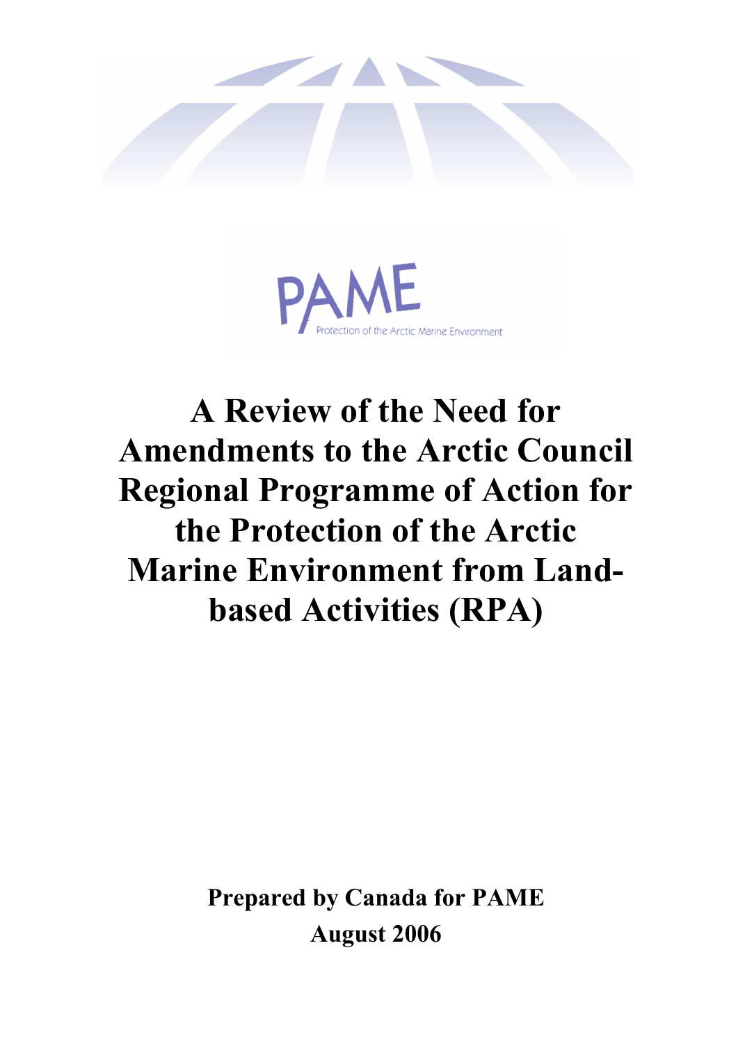PAME

Protection of the Arctic Marine Environment

# A Review of the Need for Amendments to the Arctic Council Regional Programme of Action for the Protection of the Arctic Marine Environment from Land-based Activities (RPA)

**Prepared by Canada for PAME**

**August 2006**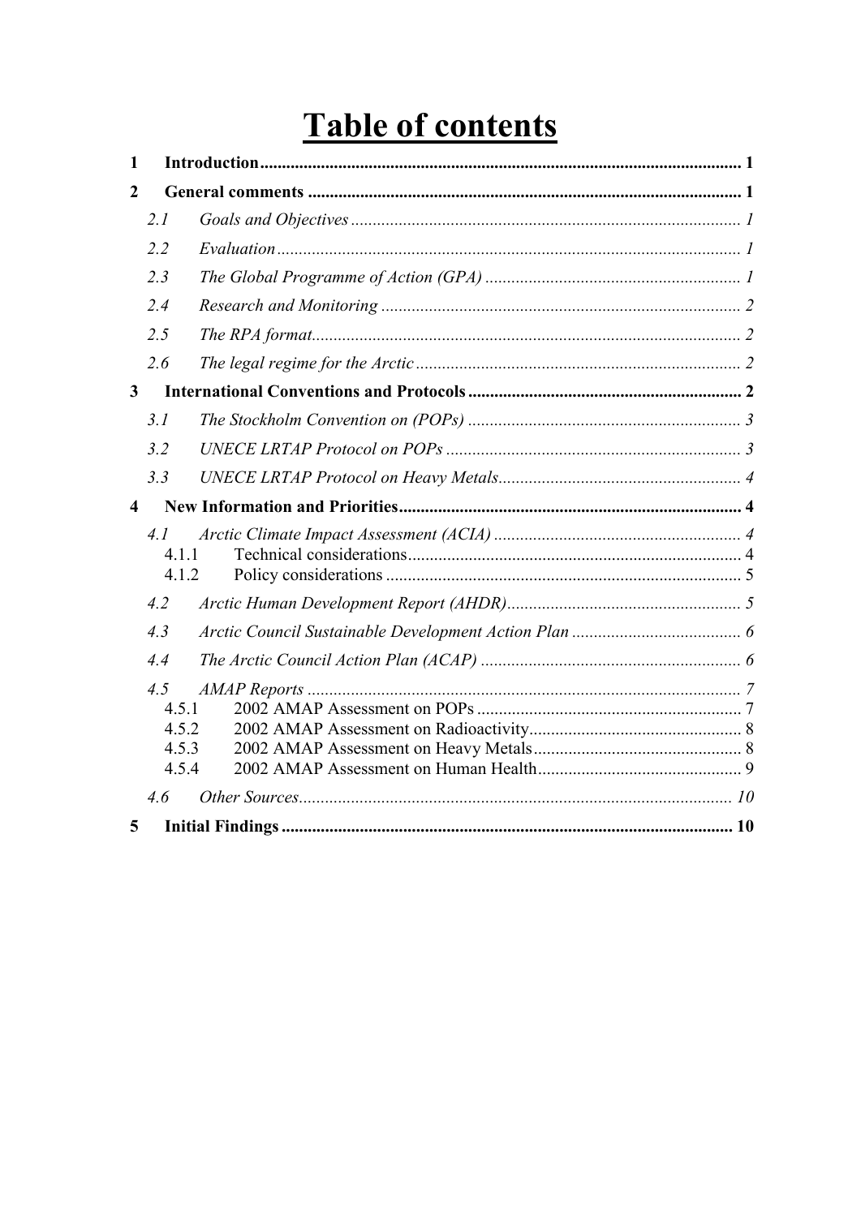# Table of contents

**1 Introduction** ..... **1**

**2 General comments** ..... **1**

*2.1 Goals and Objectives* ..... *1*

*2.2 Evaluation* ..... *1*

*2.3 The Global Programme of Action (GPA)* ..... *1*

*2.4 Research and Monitoring* ..... *2*

*2.5 The RPA format* ..... *2*

*2.6 The legal regime for the Arctic* ..... *2*

**3 International Conventions and Protocols** ..... **2**

*3.1 The Stockholm Convention on (POPs)* ..... *3*

*3.2 UNECE LRTAP Protocol on POPs* ..... *3*

*3.3 UNECE LRTAP Protocol on Heavy Metals* ..... *4*

**4 New Information and Priorities** ..... **4**

*4.1 Arctic Climate Impact Assessment (ACIA)* ..... *4*

4.1.1 Technical considerations ..... 4

4.1.2 Policy considerations ..... 5

*4.2 Arctic Human Development Report (AHDR)* ..... *5*

*4.3 Arctic Council Sustainable Development Action Plan* ..... *6*

*4.4 The Arctic Council Action Plan (ACAP)* ..... *6*

*4.5 AMAP Reports* ..... *7*

4.5.1 2002 AMAP Assessment on POPs ..... 7

4.5.2 2002 AMAP Assessment on Radioactivity ..... 8

4.5.3 2002 AMAP Assessment on Heavy Metals ..... 8

4.5.4 2002 AMAP Assessment on Human Health ..... 9

*4.6 Other Sources* ..... *10*

**5 Initial Findings** ..... **10**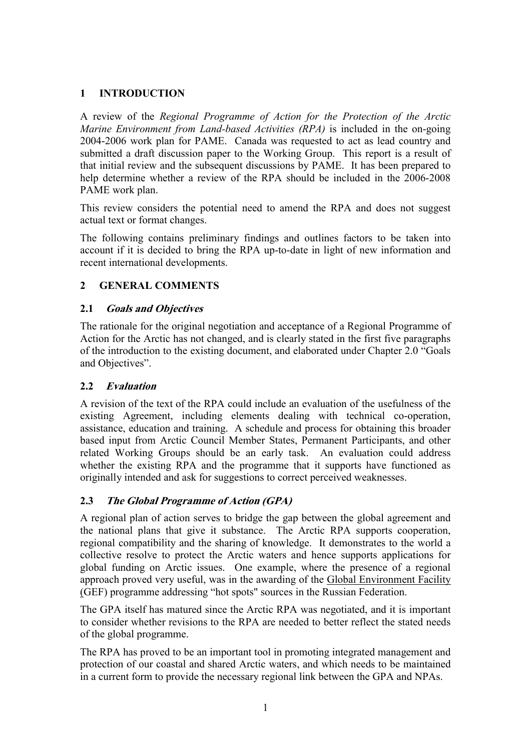## 1 INTRODUCTION

A review of the *Regional Programme of Action for the Protection of the Arctic Marine Environment from Land-based Activities (RPA)* is included in the on-going 2004-2006 work plan for PAME. Canada was requested to act as lead country and submitted a draft discussion paper to the Working Group. This report is a result of that initial review and the subsequent discussions by PAME. It has been prepared to help determine whether a review of the RPA should be included in the 2006-2008 PAME work plan.

This review considers the potential need to amend the RPA and does not suggest actual text or format changes.

The following contains preliminary findings and outlines factors to be taken into account if it is decided to bring the RPA up-to-date in light of new information and recent international developments.

## 2 GENERAL COMMENTS

### 2.1 *Goals and Objectives*

The rationale for the original negotiation and acceptance of a Regional Programme of Action for the Arctic has not changed, and is clearly stated in the first five paragraphs of the introduction to the existing document, and elaborated under Chapter 2.0 "Goals and Objectives".

### 2.2 *Evaluation*

A revision of the text of the RPA could include an evaluation of the usefulness of the existing Agreement, including elements dealing with technical co-operation, assistance, education and training. A schedule and process for obtaining this broader based input from Arctic Council Member States, Permanent Participants, and other related Working Groups should be an early task. An evaluation could address whether the existing RPA and the programme that it supports have functioned as originally intended and ask for suggestions to correct perceived weaknesses.

### 2.3 *The Global Programme of Action (GPA)*

A regional plan of action serves to bridge the gap between the global agreement and the national plans that give it substance. The Arctic RPA supports cooperation, regional compatibility and the sharing of knowledge. It demonstrates to the world a collective resolve to protect the Arctic waters and hence supports applications for global funding on Arctic issues. One example, where the presence of a regional approach proved very useful, was in the awarding of the Global Environment Facility (GEF) programme addressing "hot spots" sources in the Russian Federation.

The GPA itself has matured since the Arctic RPA was negotiated, and it is important to consider whether revisions to the RPA are needed to better reflect the stated needs of the global programme.

The RPA has proved to be an important tool in promoting integrated management and protection of our coastal and shared Arctic waters, and which needs to be maintained in a current form to provide the necessary regional link between the GPA and NPAs.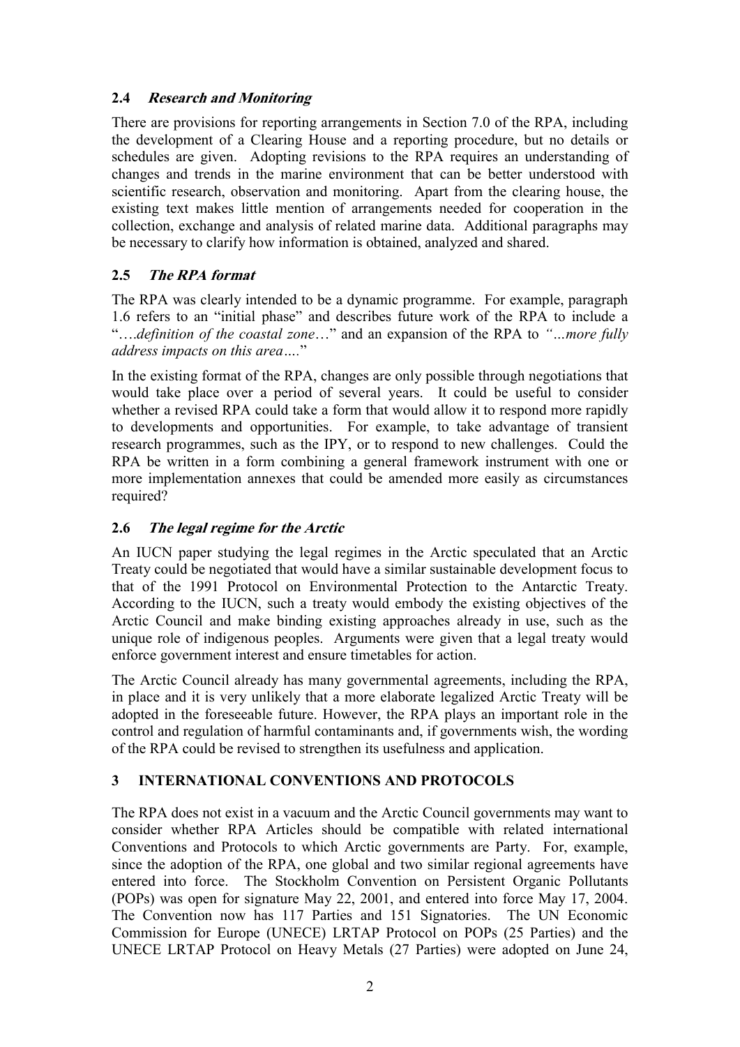### 2.4 *Research and Monitoring*

There are provisions for reporting arrangements in Section 7.0 of the RPA, including the development of a Clearing House and a reporting procedure, but no details or schedules are given. Adopting revisions to the RPA requires an understanding of changes and trends in the marine environment that can be better understood with scientific research, observation and monitoring. Apart from the clearing house, the existing text makes little mention of arrangements needed for cooperation in the collection, exchange and analysis of related marine data. Additional paragraphs may be necessary to clarify how information is obtained, analyzed and shared.

### 2.5 *The RPA format*

The RPA was clearly intended to be a dynamic programme. For example, paragraph 1.6 refers to an "initial phase" and describes future work of the RPA to include a "….*definition of the coastal zone*…" and an expansion of the RPA to *"…more fully address impacts on this area….*"

In the existing format of the RPA, changes are only possible through negotiations that would take place over a period of several years. It could be useful to consider whether a revised RPA could take a form that would allow it to respond more rapidly to developments and opportunities. For example, to take advantage of transient research programmes, such as the IPY, or to respond to new challenges. Could the RPA be written in a form combining a general framework instrument with one or more implementation annexes that could be amended more easily as circumstances required?

### 2.6 *The legal regime for the Arctic*

An IUCN paper studying the legal regimes in the Arctic speculated that an Arctic Treaty could be negotiated that would have a similar sustainable development focus to that of the 1991 Protocol on Environmental Protection to the Antarctic Treaty. According to the IUCN, such a treaty would embody the existing objectives of the Arctic Council and make binding existing approaches already in use, such as the unique role of indigenous peoples. Arguments were given that a legal treaty would enforce government interest and ensure timetables for action.

The Arctic Council already has many governmental agreements, including the RPA, in place and it is very unlikely that a more elaborate legalized Arctic Treaty will be adopted in the foreseeable future. However, the RPA plays an important role in the control and regulation of harmful contaminants and, if governments wish, the wording of the RPA could be revised to strengthen its usefulness and application.

## 3 INTERNATIONAL CONVENTIONS AND PROTOCOLS

The RPA does not exist in a vacuum and the Arctic Council governments may want to consider whether RPA Articles should be compatible with related international Conventions and Protocols to which Arctic governments are Party. For, example, since the adoption of the RPA, one global and two similar regional agreements have entered into force. The Stockholm Convention on Persistent Organic Pollutants (POPs) was open for signature May 22, 2001, and entered into force May 17, 2004. The Convention now has 117 Parties and 151 Signatories. The UN Economic Commission for Europe (UNECE) LRTAP Protocol on POPs (25 Parties) and the UNECE LRTAP Protocol on Heavy Metals (27 Parties) were adopted on June 24,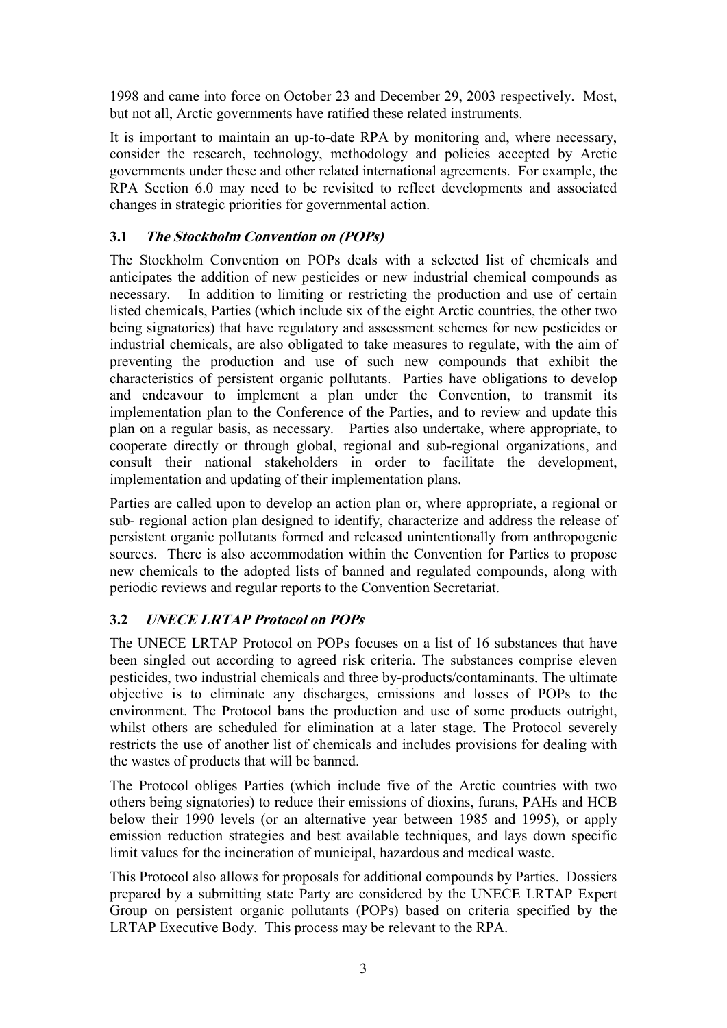1998 and came into force on October 23 and December 29, 2003 respectively. Most, but not all, Arctic governments have ratified these related instruments.

It is important to maintain an up-to-date RPA by monitoring and, where necessary, consider the research, technology, methodology and policies accepted by Arctic governments under these and other related international agreements. For example, the RPA Section 6.0 may need to be revisited to reflect developments and associated changes in strategic priorities for governmental action.

### 3.1 *The Stockholm Convention on (POPs)*

The Stockholm Convention on POPs deals with a selected list of chemicals and anticipates the addition of new pesticides or new industrial chemical compounds as necessary. In addition to limiting or restricting the production and use of certain listed chemicals, Parties (which include six of the eight Arctic countries, the other two being signatories) that have regulatory and assessment schemes for new pesticides or industrial chemicals, are also obligated to take measures to regulate, with the aim of preventing the production and use of such new compounds that exhibit the characteristics of persistent organic pollutants. Parties have obligations to develop and endeavour to implement a plan under the Convention, to transmit its implementation plan to the Conference of the Parties, and to review and update this plan on a regular basis, as necessary. Parties also undertake, where appropriate, to cooperate directly or through global, regional and sub-regional organizations, and consult their national stakeholders in order to facilitate the development, implementation and updating of their implementation plans.

Parties are called upon to develop an action plan or, where appropriate, a regional or sub- regional action plan designed to identify, characterize and address the release of persistent organic pollutants formed and released unintentionally from anthropogenic sources. There is also accommodation within the Convention for Parties to propose new chemicals to the adopted lists of banned and regulated compounds, along with periodic reviews and regular reports to the Convention Secretariat.

### 3.2 *UNECE LRTAP Protocol on POPs*

The UNECE LRTAP Protocol on POPs focuses on a list of 16 substances that have been singled out according to agreed risk criteria. The substances comprise eleven pesticides, two industrial chemicals and three by-products/contaminants. The ultimate objective is to eliminate any discharges, emissions and losses of POPs to the environment. The Protocol bans the production and use of some products outright, whilst others are scheduled for elimination at a later stage. The Protocol severely restricts the use of another list of chemicals and includes provisions for dealing with the wastes of products that will be banned.

The Protocol obliges Parties (which include five of the Arctic countries with two others being signatories) to reduce their emissions of dioxins, furans, PAHs and HCB below their 1990 levels (or an alternative year between 1985 and 1995), or apply emission reduction strategies and best available techniques, and lays down specific limit values for the incineration of municipal, hazardous and medical waste.

This Protocol also allows for proposals for additional compounds by Parties. Dossiers prepared by a submitting state Party are considered by the UNECE LRTAP Expert Group on persistent organic pollutants (POPs) based on criteria specified by the LRTAP Executive Body. This process may be relevant to the RPA.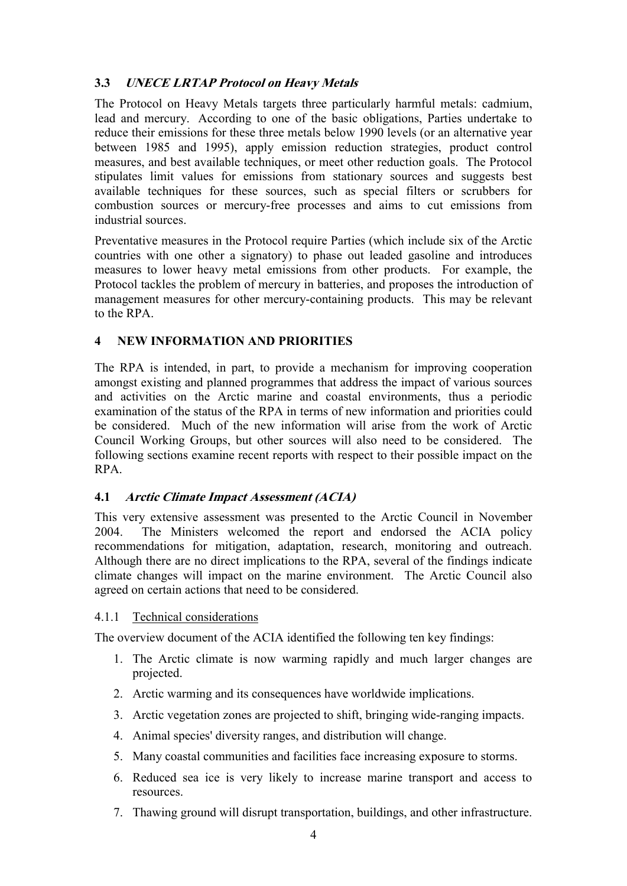### 3.3 *UNECE LRTAP Protocol on Heavy Metals*

The Protocol on Heavy Metals targets three particularly harmful metals: cadmium, lead and mercury. According to one of the basic obligations, Parties undertake to reduce their emissions for these three metals below 1990 levels (or an alternative year between 1985 and 1995), apply emission reduction strategies, product control measures, and best available techniques, or meet other reduction goals. The Protocol stipulates limit values for emissions from stationary sources and suggests best available techniques for these sources, such as special filters or scrubbers for combustion sources or mercury-free processes and aims to cut emissions from industrial sources.

Preventative measures in the Protocol require Parties (which include six of the Arctic countries with one other a signatory) to phase out leaded gasoline and introduces measures to lower heavy metal emissions from other products. For example, the Protocol tackles the problem of mercury in batteries, and proposes the introduction of management measures for other mercury-containing products. This may be relevant to the RPA.

## 4 NEW INFORMATION AND PRIORITIES

The RPA is intended, in part, to provide a mechanism for improving cooperation amongst existing and planned programmes that address the impact of various sources and activities on the Arctic marine and coastal environments, thus a periodic examination of the status of the RPA in terms of new information and priorities could be considered. Much of the new information will arise from the work of Arctic Council Working Groups, but other sources will also need to be considered. The following sections examine recent reports with respect to their possible impact on the RPA.

### 4.1 *Arctic Climate Impact Assessment (ACIA)*

This very extensive assessment was presented to the Arctic Council in November 2004. The Ministers welcomed the report and endorsed the ACIA policy recommendations for mitigation, adaptation, research, monitoring and outreach. Although there are no direct implications to the RPA, several of the findings indicate climate changes will impact on the marine environment. The Arctic Council also agreed on certain actions that need to be considered.

#### 4.1.1 Technical considerations

The overview document of the ACIA identified the following ten key findings:

1. The Arctic climate is now warming rapidly and much larger changes are projected.
2. Arctic warming and its consequences have worldwide implications.
3. Arctic vegetation zones are projected to shift, bringing wide-ranging impacts.
4. Animal species' diversity ranges, and distribution will change.
5. Many coastal communities and facilities face increasing exposure to storms.
6. Reduced sea ice is very likely to increase marine transport and access to resources.
7. Thawing ground will disrupt transportation, buildings, and other infrastructure.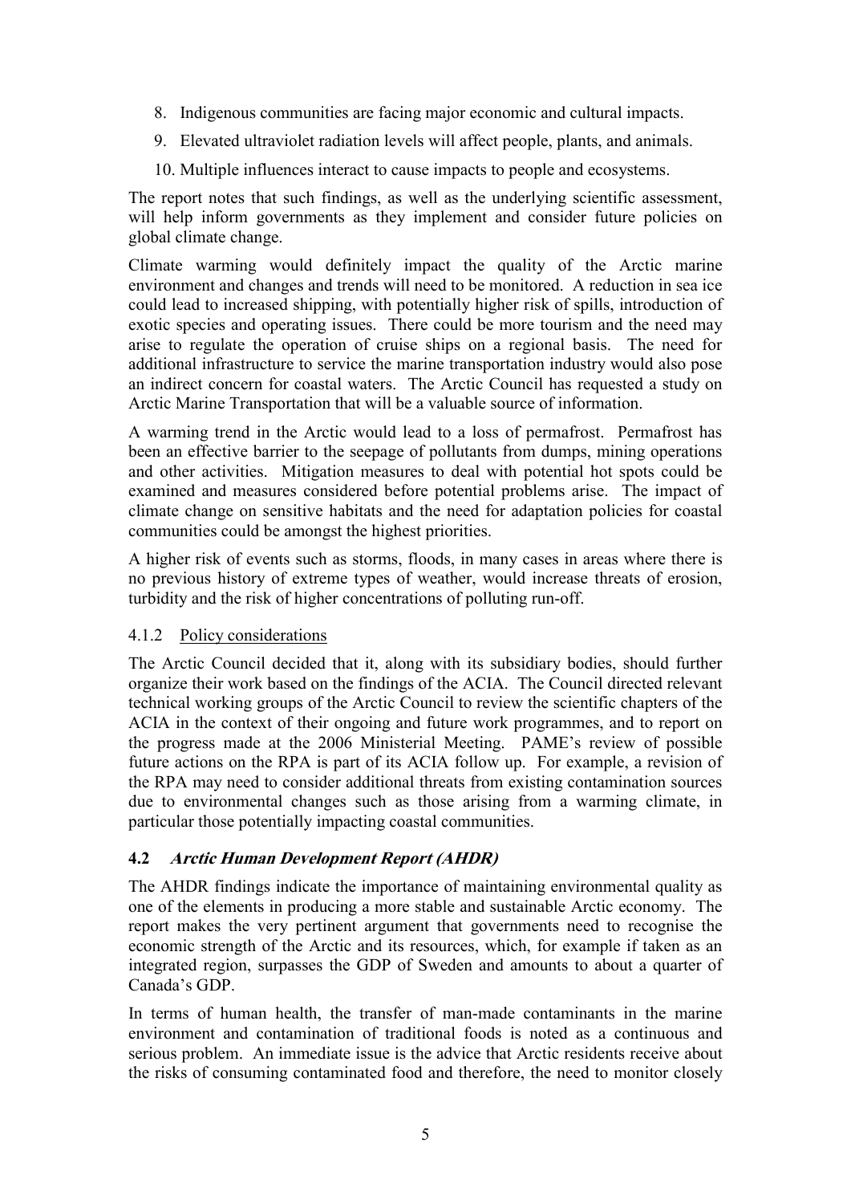8. Indigenous communities are facing major economic and cultural impacts.
9. Elevated ultraviolet radiation levels will affect people, plants, and animals.
10. Multiple influences interact to cause impacts to people and ecosystems.

The report notes that such findings, as well as the underlying scientific assessment, will help inform governments as they implement and consider future policies on global climate change.

Climate warming would definitely impact the quality of the Arctic marine environment and changes and trends will need to be monitored. A reduction in sea ice could lead to increased shipping, with potentially higher risk of spills, introduction of exotic species and operating issues. There could be more tourism and the need may arise to regulate the operation of cruise ships on a regional basis. The need for additional infrastructure to service the marine transportation industry would also pose an indirect concern for coastal waters. The Arctic Council has requested a study on Arctic Marine Transportation that will be a valuable source of information.

A warming trend in the Arctic would lead to a loss of permafrost. Permafrost has been an effective barrier to the seepage of pollutants from dumps, mining operations and other activities. Mitigation measures to deal with potential hot spots could be examined and measures considered before potential problems arise. The impact of climate change on sensitive habitats and the need for adaptation policies for coastal communities could be amongst the highest priorities.

A higher risk of events such as storms, floods, in many cases in areas where there is no previous history of extreme types of weather, would increase threats of erosion, turbidity and the risk of higher concentrations of polluting run-off.

#### 4.1.2 Policy considerations

The Arctic Council decided that it, along with its subsidiary bodies, should further organize their work based on the findings of the ACIA. The Council directed relevant technical working groups of the Arctic Council to review the scientific chapters of the ACIA in the context of their ongoing and future work programmes, and to report on the progress made at the 2006 Ministerial Meeting. PAME's review of possible future actions on the RPA is part of its ACIA follow up. For example, a revision of the RPA may need to consider additional threats from existing contamination sources due to environmental changes such as those arising from a warming climate, in particular those potentially impacting coastal communities.

### 4.2 *Arctic Human Development Report (AHDR)*

The AHDR findings indicate the importance of maintaining environmental quality as one of the elements in producing a more stable and sustainable Arctic economy. The report makes the very pertinent argument that governments need to recognise the economic strength of the Arctic and its resources, which, for example if taken as an integrated region, surpasses the GDP of Sweden and amounts to about a quarter of Canada's GDP.

In terms of human health, the transfer of man-made contaminants in the marine environment and contamination of traditional foods is noted as a continuous and serious problem. An immediate issue is the advice that Arctic residents receive about the risks of consuming contaminated food and therefore, the need to monitor closely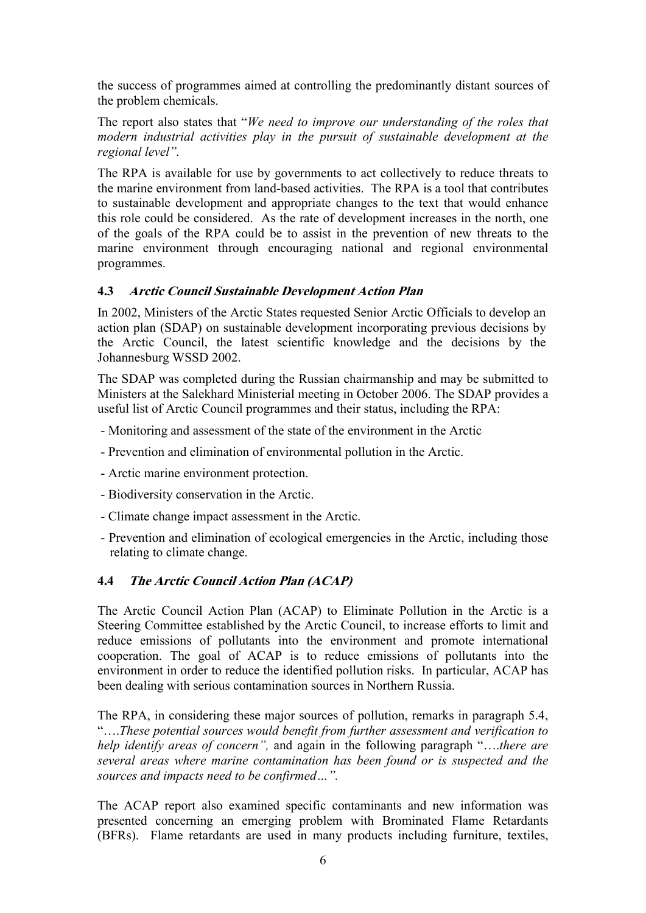the success of programmes aimed at controlling the predominantly distant sources of the problem chemicals.

The report also states that "*We need to improve our understanding of the roles that modern industrial activities play in the pursuit of sustainable development at the regional level".*

The RPA is available for use by governments to act collectively to reduce threats to the marine environment from land-based activities. The RPA is a tool that contributes to sustainable development and appropriate changes to the text that would enhance this role could be considered. As the rate of development increases in the north, one of the goals of the RPA could be to assist in the prevention of new threats to the marine environment through encouraging national and regional environmental programmes.

### 4.3 *Arctic Council Sustainable Development Action Plan*

In 2002, Ministers of the Arctic States requested Senior Arctic Officials to develop an action plan (SDAP) on sustainable development incorporating previous decisions by the Arctic Council, the latest scientific knowledge and the decisions by the Johannesburg WSSD 2002.

The SDAP was completed during the Russian chairmanship and may be submitted to Ministers at the Salekhard Ministerial meeting in October 2006. The SDAP provides a useful list of Arctic Council programmes and their status, including the RPA:

- Monitoring and assessment of the state of the environment in the Arctic
- Prevention and elimination of environmental pollution in the Arctic.
- Arctic marine environment protection.
- Biodiversity conservation in the Arctic.
- Climate change impact assessment in the Arctic.
- Prevention and elimination of ecological emergencies in the Arctic, including those relating to climate change.

### 4.4 *The Arctic Council Action Plan (ACAP)*

The Arctic Council Action Plan (ACAP) to Eliminate Pollution in the Arctic is a Steering Committee established by the Arctic Council, to increase efforts to limit and reduce emissions of pollutants into the environment and promote international cooperation. The goal of ACAP is to reduce emissions of pollutants into the environment in order to reduce the identified pollution risks. In particular, ACAP has been dealing with serious contamination sources in Northern Russia.

The RPA, in considering these major sources of pollution, remarks in paragraph 5.4, "….*These potential sources would benefit from further assessment and verification to help identify areas of concern",* and again in the following paragraph "….*there are several areas where marine contamination has been found or is suspected and the sources and impacts need to be confirmed…".*

The ACAP report also examined specific contaminants and new information was presented concerning an emerging problem with Brominated Flame Retardants (BFRs). Flame retardants are used in many products including furniture, textiles,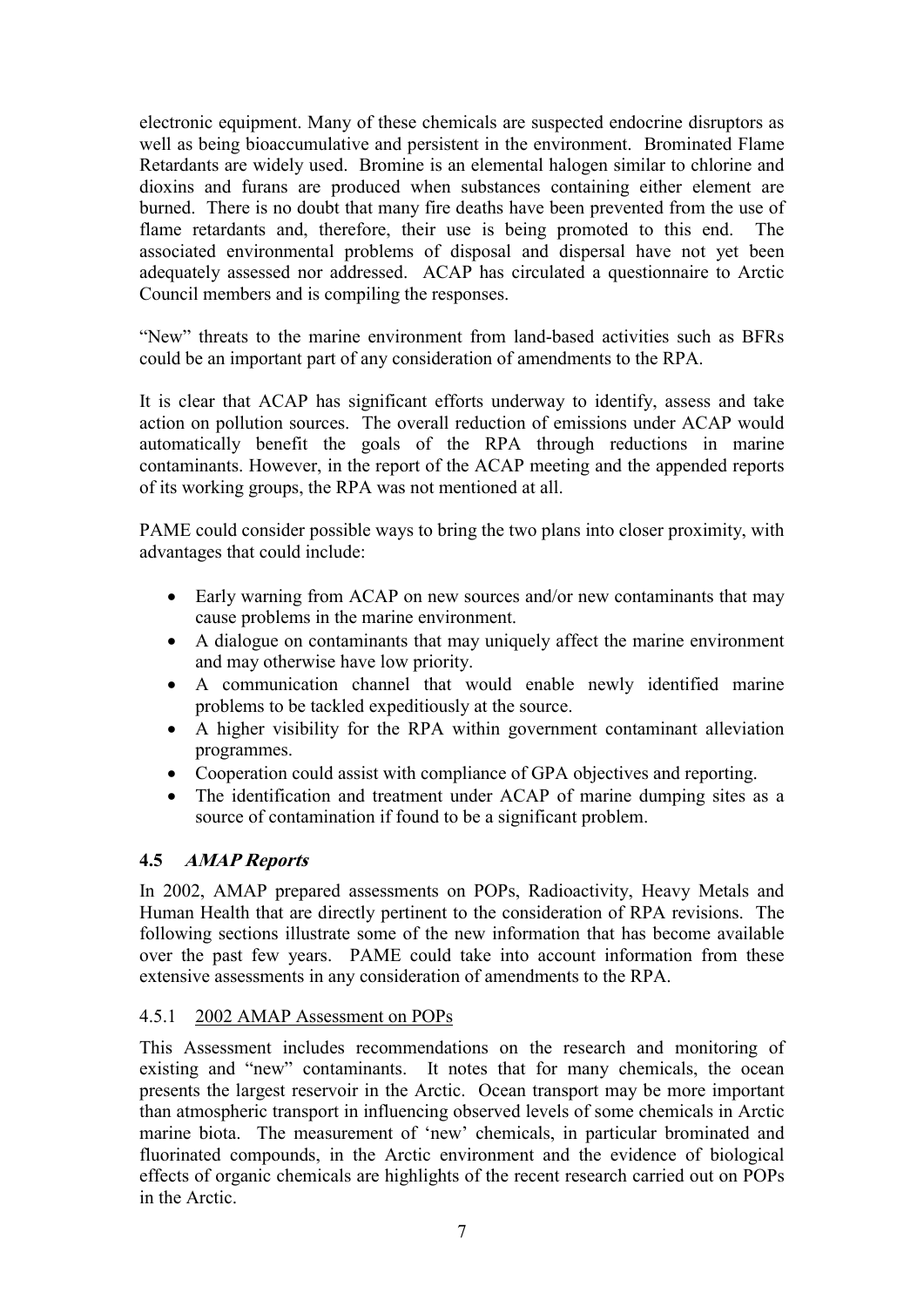electronic equipment. Many of these chemicals are suspected endocrine disruptors as well as being bioaccumulative and persistent in the environment. Brominated Flame Retardants are widely used. Bromine is an elemental halogen similar to chlorine and dioxins and furans are produced when substances containing either element are burned. There is no doubt that many fire deaths have been prevented from the use of flame retardants and, therefore, their use is being promoted to this end. The associated environmental problems of disposal and dispersal have not yet been adequately assessed nor addressed. ACAP has circulated a questionnaire to Arctic Council members and is compiling the responses.

"New" threats to the marine environment from land-based activities such as BFRs could be an important part of any consideration of amendments to the RPA.

It is clear that ACAP has significant efforts underway to identify, assess and take action on pollution sources. The overall reduction of emissions under ACAP would automatically benefit the goals of the RPA through reductions in marine contaminants. However, in the report of the ACAP meeting and the appended reports of its working groups, the RPA was not mentioned at all.

PAME could consider possible ways to bring the two plans into closer proximity, with advantages that could include:

- Early warning from ACAP on new sources and/or new contaminants that may cause problems in the marine environment.
- A dialogue on contaminants that may uniquely affect the marine environment and may otherwise have low priority.
- A communication channel that would enable newly identified marine problems to be tackled expeditiously at the source.
- A higher visibility for the RPA within government contaminant alleviation programmes.
- Cooperation could assist with compliance of GPA objectives and reporting.
- The identification and treatment under ACAP of marine dumping sites as a source of contamination if found to be a significant problem.

### 4.5 *AMAP Reports*

In 2002, AMAP prepared assessments on POPs, Radioactivity, Heavy Metals and Human Health that are directly pertinent to the consideration of RPA revisions. The following sections illustrate some of the new information that has become available over the past few years. PAME could take into account information from these extensive assessments in any consideration of amendments to the RPA.

#### 4.5.1 2002 AMAP Assessment on POPs

This Assessment includes recommendations on the research and monitoring of existing and "new" contaminants. It notes that for many chemicals, the ocean presents the largest reservoir in the Arctic. Ocean transport may be more important than atmospheric transport in influencing observed levels of some chemicals in Arctic marine biota. The measurement of 'new' chemicals, in particular brominated and fluorinated compounds, in the Arctic environment and the evidence of biological effects of organic chemicals are highlights of the recent research carried out on POPs in the Arctic.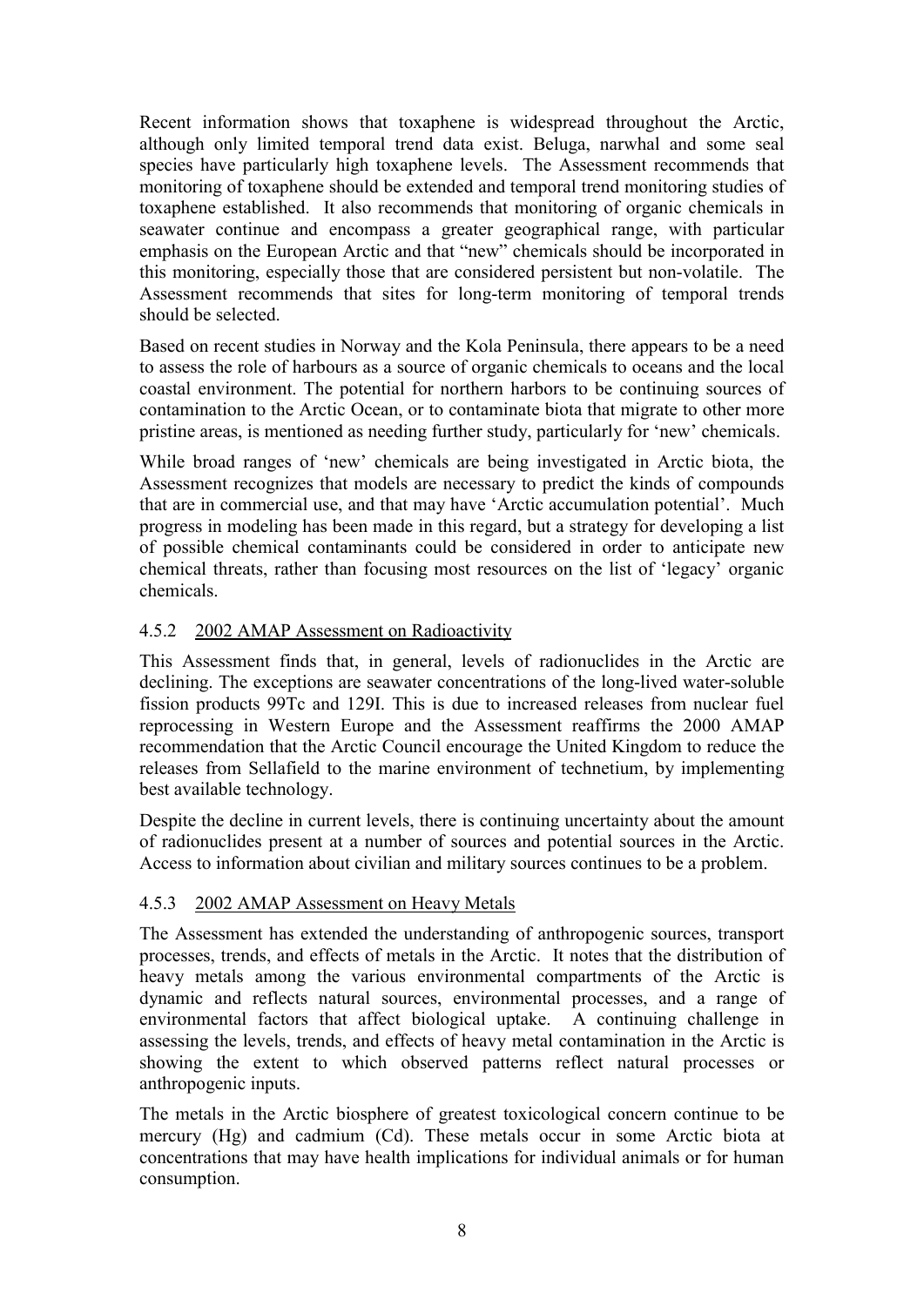Recent information shows that toxaphene is widespread throughout the Arctic, although only limited temporal trend data exist. Beluga, narwhal and some seal species have particularly high toxaphene levels. The Assessment recommends that monitoring of toxaphene should be extended and temporal trend monitoring studies of toxaphene established. It also recommends that monitoring of organic chemicals in seawater continue and encompass a greater geographical range, with particular emphasis on the European Arctic and that "new" chemicals should be incorporated in this monitoring, especially those that are considered persistent but non-volatile. The Assessment recommends that sites for long-term monitoring of temporal trends should be selected.

Based on recent studies in Norway and the Kola Peninsula, there appears to be a need to assess the role of harbours as a source of organic chemicals to oceans and the local coastal environment. The potential for northern harbors to be continuing sources of contamination to the Arctic Ocean, or to contaminate biota that migrate to other more pristine areas, is mentioned as needing further study, particularly for 'new' chemicals.

While broad ranges of 'new' chemicals are being investigated in Arctic biota, the Assessment recognizes that models are necessary to predict the kinds of compounds that are in commercial use, and that may have 'Arctic accumulation potential'. Much progress in modeling has been made in this regard, but a strategy for developing a list of possible chemical contaminants could be considered in order to anticipate new chemical threats, rather than focusing most resources on the list of 'legacy' organic chemicals.

### 4.5.2 2002 AMAP Assessment on Radioactivity

This Assessment finds that, in general, levels of radionuclides in the Arctic are declining. The exceptions are seawater concentrations of the long-lived water-soluble fission products 99Tc and 129I. This is due to increased releases from nuclear fuel reprocessing in Western Europe and the Assessment reaffirms the 2000 AMAP recommendation that the Arctic Council encourage the United Kingdom to reduce the releases from Sellafield to the marine environment of technetium, by implementing best available technology.

Despite the decline in current levels, there is continuing uncertainty about the amount of radionuclides present at a number of sources and potential sources in the Arctic. Access to information about civilian and military sources continues to be a problem.

### 4.5.3 2002 AMAP Assessment on Heavy Metals

The Assessment has extended the understanding of anthropogenic sources, transport processes, trends, and effects of metals in the Arctic. It notes that the distribution of heavy metals among the various environmental compartments of the Arctic is dynamic and reflects natural sources, environmental processes, and a range of environmental factors that affect biological uptake. A continuing challenge in assessing the levels, trends, and effects of heavy metal contamination in the Arctic is showing the extent to which observed patterns reflect natural processes or anthropogenic inputs.

The metals in the Arctic biosphere of greatest toxicological concern continue to be mercury (Hg) and cadmium (Cd). These metals occur in some Arctic biota at concentrations that may have health implications for individual animals or for human consumption.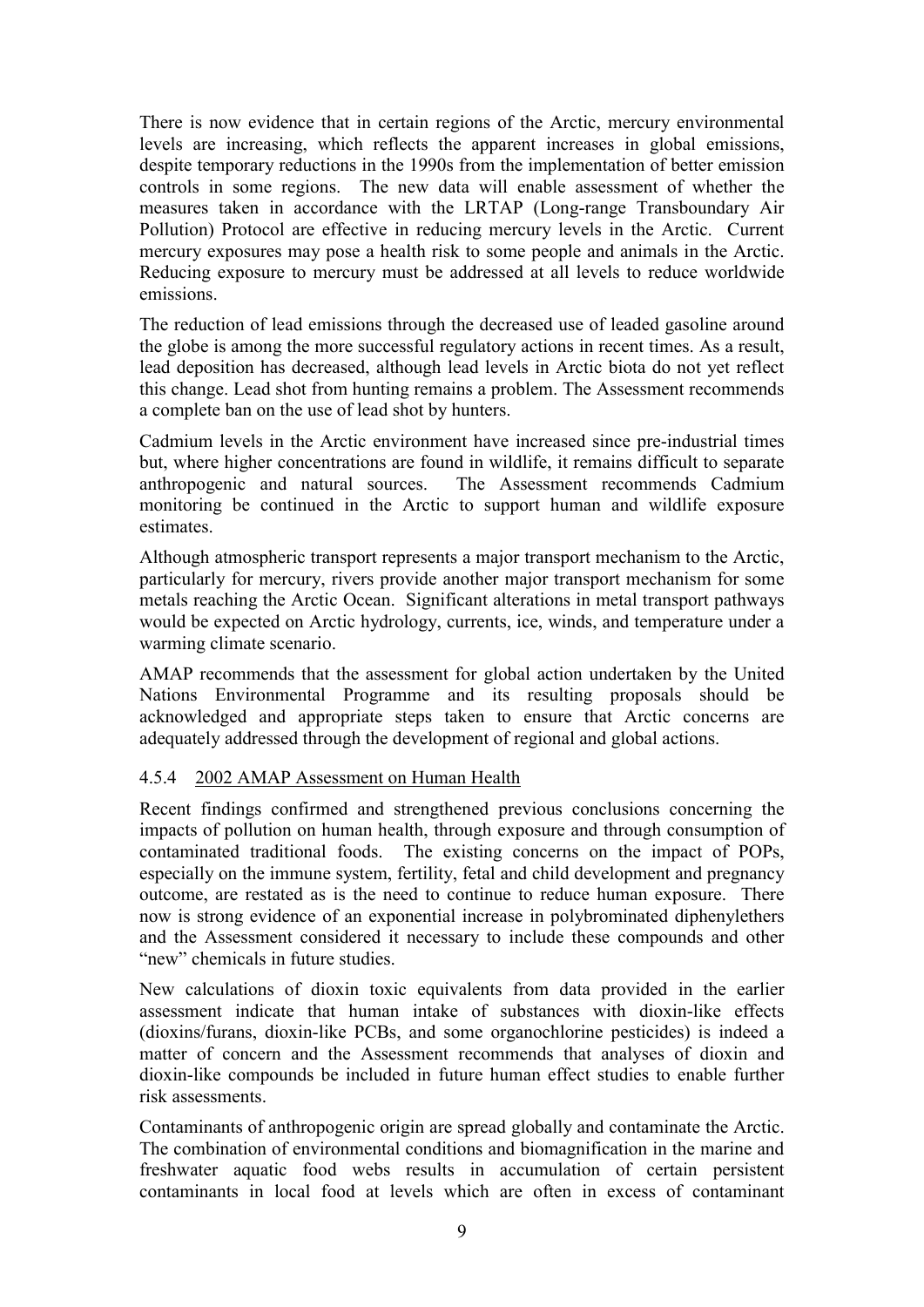There is now evidence that in certain regions of the Arctic, mercury environmental levels are increasing, which reflects the apparent increases in global emissions, despite temporary reductions in the 1990s from the implementation of better emission controls in some regions. The new data will enable assessment of whether the measures taken in accordance with the LRTAP (Long-range Transboundary Air Pollution) Protocol are effective in reducing mercury levels in the Arctic. Current mercury exposures may pose a health risk to some people and animals in the Arctic. Reducing exposure to mercury must be addressed at all levels to reduce worldwide emissions.

The reduction of lead emissions through the decreased use of leaded gasoline around the globe is among the more successful regulatory actions in recent times. As a result, lead deposition has decreased, although lead levels in Arctic biota do not yet reflect this change. Lead shot from hunting remains a problem. The Assessment recommends a complete ban on the use of lead shot by hunters.

Cadmium levels in the Arctic environment have increased since pre-industrial times but, where higher concentrations are found in wildlife, it remains difficult to separate anthropogenic and natural sources. The Assessment recommends Cadmium monitoring be continued in the Arctic to support human and wildlife exposure estimates.

Although atmospheric transport represents a major transport mechanism to the Arctic, particularly for mercury, rivers provide another major transport mechanism for some metals reaching the Arctic Ocean. Significant alterations in metal transport pathways would be expected on Arctic hydrology, currents, ice, winds, and temperature under a warming climate scenario.

AMAP recommends that the assessment for global action undertaken by the United Nations Environmental Programme and its resulting proposals should be acknowledged and appropriate steps taken to ensure that Arctic concerns are adequately addressed through the development of regional and global actions.

#### 4.5.4 2002 AMAP Assessment on Human Health

Recent findings confirmed and strengthened previous conclusions concerning the impacts of pollution on human health, through exposure and through consumption of contaminated traditional foods. The existing concerns on the impact of POPs, especially on the immune system, fertility, fetal and child development and pregnancy outcome, are restated as is the need to continue to reduce human exposure. There now is strong evidence of an exponential increase in polybrominated diphenylethers and the Assessment considered it necessary to include these compounds and other "new" chemicals in future studies.

New calculations of dioxin toxic equivalents from data provided in the earlier assessment indicate that human intake of substances with dioxin-like effects (dioxins/furans, dioxin-like PCBs, and some organochlorine pesticides) is indeed a matter of concern and the Assessment recommends that analyses of dioxin and dioxin-like compounds be included in future human effect studies to enable further risk assessments.

Contaminants of anthropogenic origin are spread globally and contaminate the Arctic. The combination of environmental conditions and biomagnification in the marine and freshwater aquatic food webs results in accumulation of certain persistent contaminants in local food at levels which are often in excess of contaminant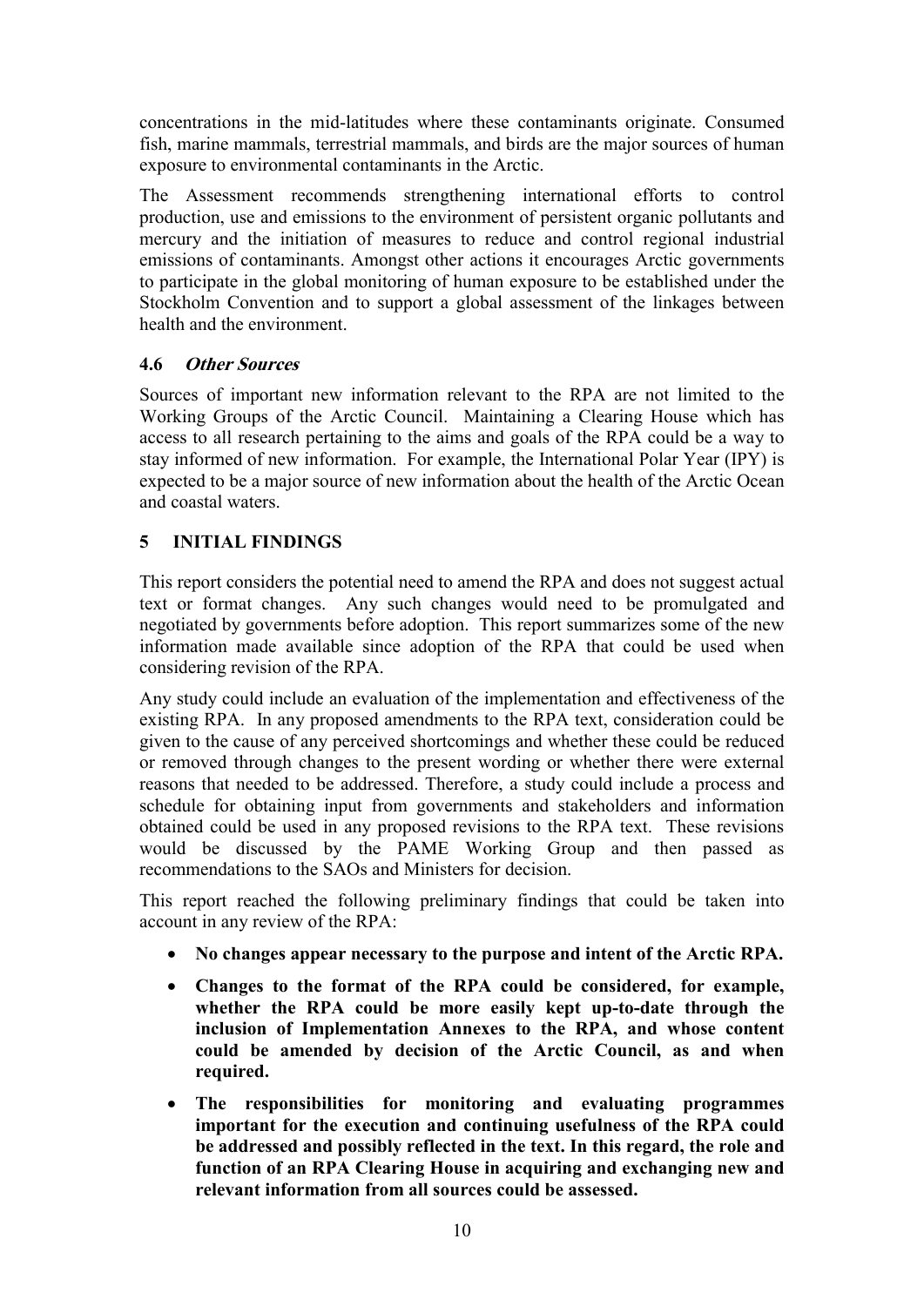concentrations in the mid-latitudes where these contaminants originate. Consumed fish, marine mammals, terrestrial mammals, and birds are the major sources of human exposure to environmental contaminants in the Arctic.

The Assessment recommends strengthening international efforts to control production, use and emissions to the environment of persistent organic pollutants and mercury and the initiation of measures to reduce and control regional industrial emissions of contaminants. Amongst other actions it encourages Arctic governments to participate in the global monitoring of human exposure to be established under the Stockholm Convention and to support a global assessment of the linkages between health and the environment.

### 4.6 *Other Sources*

Sources of important new information relevant to the RPA are not limited to the Working Groups of the Arctic Council. Maintaining a Clearing House which has access to all research pertaining to the aims and goals of the RPA could be a way to stay informed of new information. For example, the International Polar Year (IPY) is expected to be a major source of new information about the health of the Arctic Ocean and coastal waters.

## 5 INITIAL FINDINGS

This report considers the potential need to amend the RPA and does not suggest actual text or format changes. Any such changes would need to be promulgated and negotiated by governments before adoption. This report summarizes some of the new information made available since adoption of the RPA that could be used when considering revision of the RPA.

Any study could include an evaluation of the implementation and effectiveness of the existing RPA. In any proposed amendments to the RPA text, consideration could be given to the cause of any perceived shortcomings and whether these could be reduced or removed through changes to the present wording or whether there were external reasons that needed to be addressed. Therefore, a study could include a process and schedule for obtaining input from governments and stakeholders and information obtained could be used in any proposed revisions to the RPA text. These revisions would be discussed by the PAME Working Group and then passed as recommendations to the SAOs and Ministers for decision.

This report reached the following preliminary findings that could be taken into account in any review of the RPA:

- **No changes appear necessary to the purpose and intent of the Arctic RPA.**
- **Changes to the format of the RPA could be considered, for example, whether the RPA could be more easily kept up-to-date through the inclusion of Implementation Annexes to the RPA, and whose content could be amended by decision of the Arctic Council, as and when required.**
- **The responsibilities for monitoring and evaluating programmes important for the execution and continuing usefulness of the RPA could be addressed and possibly reflected in the text. In this regard, the role and function of an RPA Clearing House in acquiring and exchanging new and relevant information from all sources could be assessed.**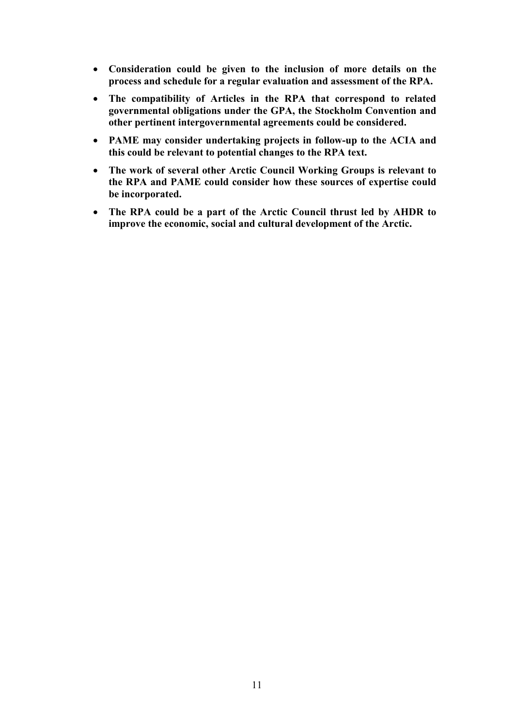- **Consideration could be given to the inclusion of more details on the process and schedule for a regular evaluation and assessment of the RPA.**
- **The compatibility of Articles in the RPA that correspond to related governmental obligations under the GPA, the Stockholm Convention and other pertinent intergovernmental agreements could be considered.**
- **PAME may consider undertaking projects in follow-up to the ACIA and this could be relevant to potential changes to the RPA text.**
- **The work of several other Arctic Council Working Groups is relevant to the RPA and PAME could consider how these sources of expertise could be incorporated.**
- **The RPA could be a part of the Arctic Council thrust led by AHDR to improve the economic, social and cultural development of the Arctic.**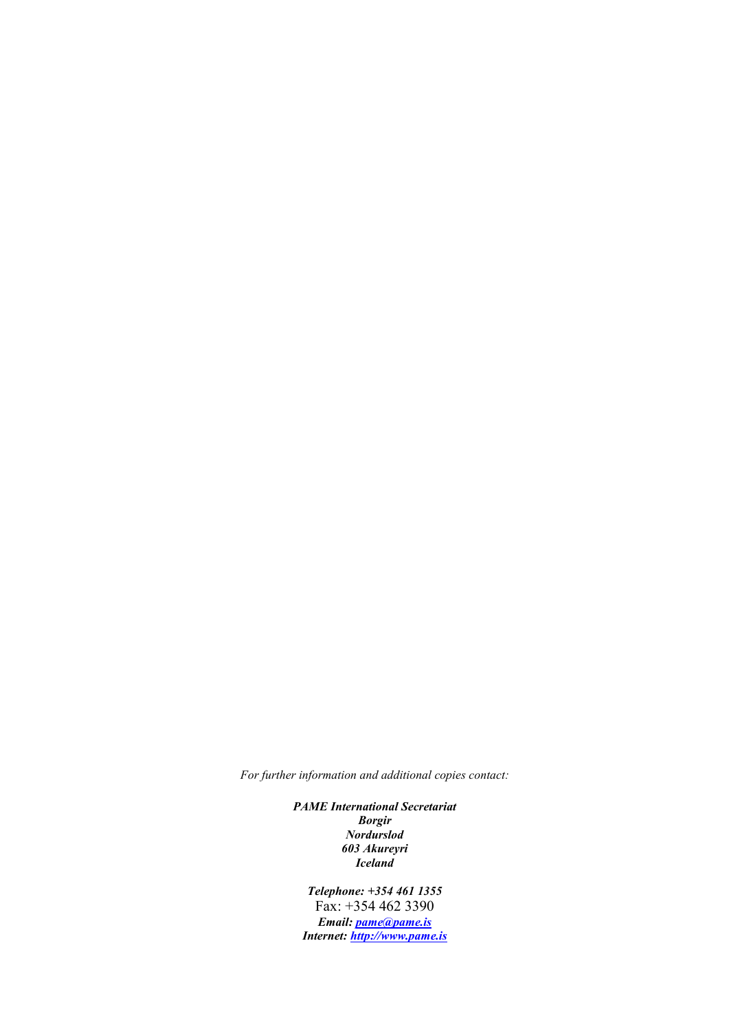*For further information and additional copies contact:*

***PAME International Secretariat***
***Borgir***
***Nordurslod***
***603 Akureyri***
***Iceland***

***Telephone: +354 461 1355***
Fax: +354 462 3390
***Email: pame@pame.is***
***Internet: http://www.pame.is***